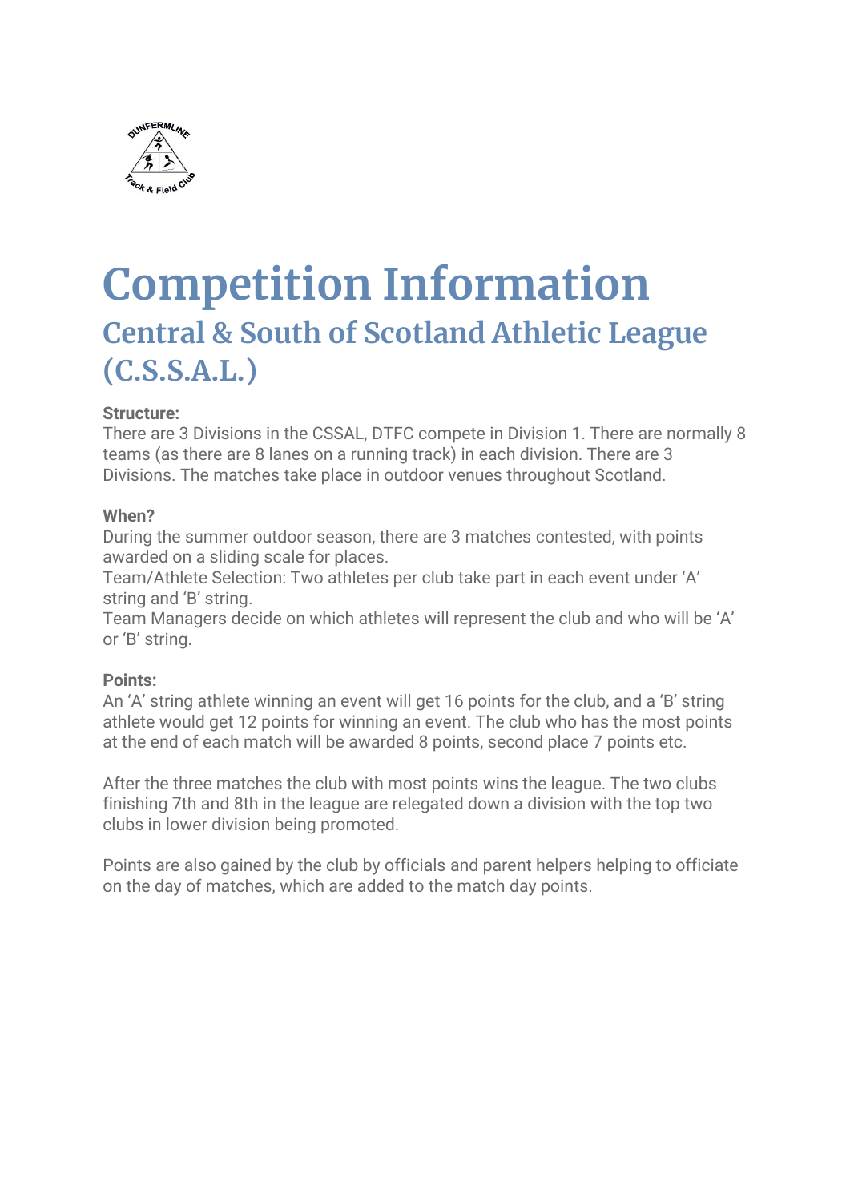# Competition Information

## Central & South of Scotland Athletic League (C.S.S.A.L.)

**Structure:**
There are 3 Divisions in the CSSAL, DTFC compete in Division 1. There are normally 8 teams (as there are 8 lanes on a running track) in each division. There are 3 Divisions. The matches take place in outdoor venues throughout Scotland.

**When?**
During the summer outdoor season, there are 3 matches contested, with points awarded on a sliding scale for places.
Team/Athlete Selection: Two athletes per club take part in each event under 'A' string and 'B' string.
Team Managers decide on which athletes will represent the club and who will be 'A' or 'B' string.

**Points:**
An 'A' string athlete winning an event will get 16 points for the club, and a 'B' string athlete would get 12 points for winning an event. The club who has the most points at the end of each match will be awarded 8 points, second place 7 points etc.

After the three matches the club with most points wins the league. The two clubs finishing 7th and 8th in the league are relegated down a division with the top two clubs in lower division being promoted.

Points are also gained by the club by officials and parent helpers helping to officiate on the day of matches, which are added to the match day points.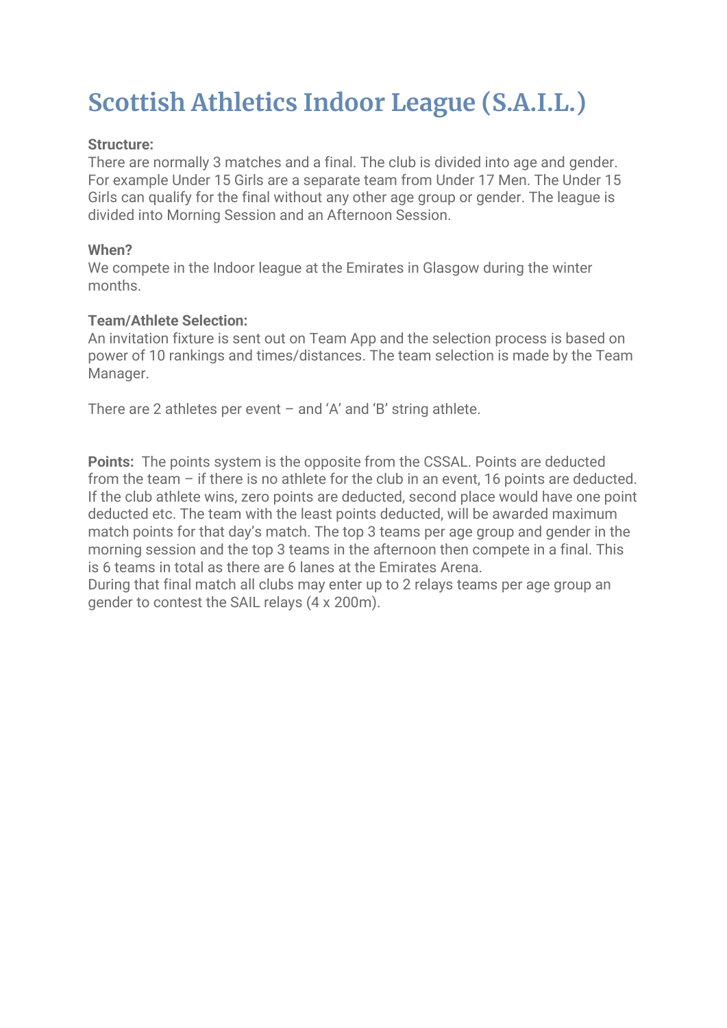# Scottish Athletics Indoor League (S.A.I.L.)

**Structure:**
There are normally 3 matches and a final. The club is divided into age and gender. For example Under 15 Girls are a separate team from Under 17 Men. The Under 15 Girls can qualify for the final without any other age group or gender. The league is divided into Morning Session and an Afternoon Session.

**When?**
We compete in the Indoor league at the Emirates in Glasgow during the winter months.

**Team/Athlete Selection:**
An invitation fixture is sent out on Team App and the selection process is based on power of 10 rankings and times/distances. The team selection is made by the Team Manager.

There are 2 athletes per event – and 'A' and 'B' string athlete.

**Points:** The points system is the opposite from the CSSAL. Points are deducted from the team – if there is no athlete for the club in an event, 16 points are deducted. If the club athlete wins, zero points are deducted, second place would have one point deducted etc. The team with the least points deducted, will be awarded maximum match points for that day's match. The top 3 teams per age group and gender in the morning session and the top 3 teams in the afternoon then compete in a final. This is 6 teams in total as there are 6 lanes at the Emirates Arena.
During that final match all clubs may enter up to 2 relays teams per age group an gender to contest the SAIL relays (4 x 200m).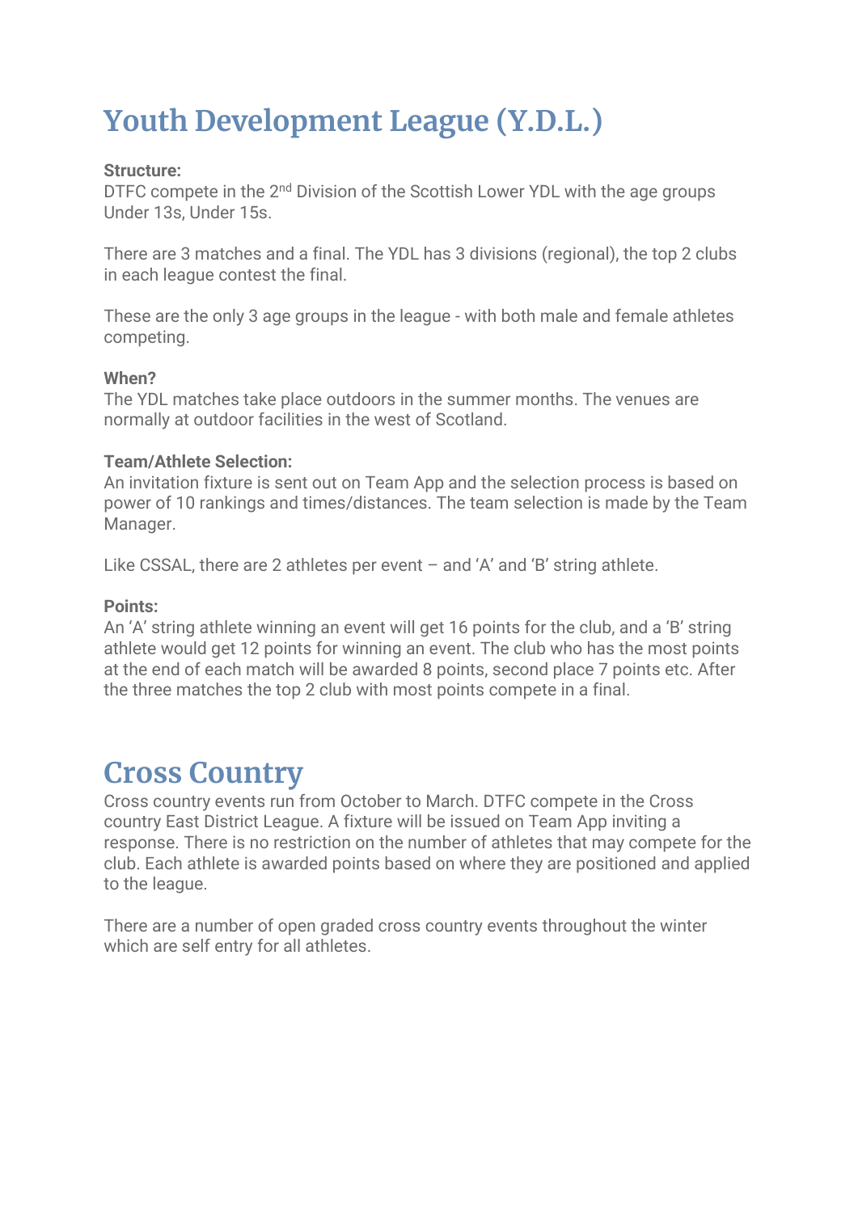# Youth Development League (Y.D.L.)

**Structure:**
DTFC compete in the 2nd Division of the Scottish Lower YDL with the age groups Under 13s, Under 15s.

There are 3 matches and a final. The YDL has 3 divisions (regional), the top 2 clubs in each league contest the final.

These are the only 3 age groups in the league - with both male and female athletes competing.

**When?**
The YDL matches take place outdoors in the summer months. The venues are normally at outdoor facilities in the west of Scotland.

**Team/Athlete Selection:**
An invitation fixture is sent out on Team App and the selection process is based on power of 10 rankings and times/distances. The team selection is made by the Team Manager.

Like CSSAL, there are 2 athletes per event – and 'A' and 'B' string athlete.

**Points:**
An 'A' string athlete winning an event will get 16 points for the club, and a 'B' string athlete would get 12 points for winning an event. The club who has the most points at the end of each match will be awarded 8 points, second place 7 points etc. After the three matches the top 2 club with most points compete in a final.

# Cross Country

Cross country events run from October to March. DTFC compete in the Cross country East District League. A fixture will be issued on Team App inviting a response. There is no restriction on the number of athletes that may compete for the club. Each athlete is awarded points based on where they are positioned and applied to the league.

There are a number of open graded cross country events throughout the winter which are self entry for all athletes.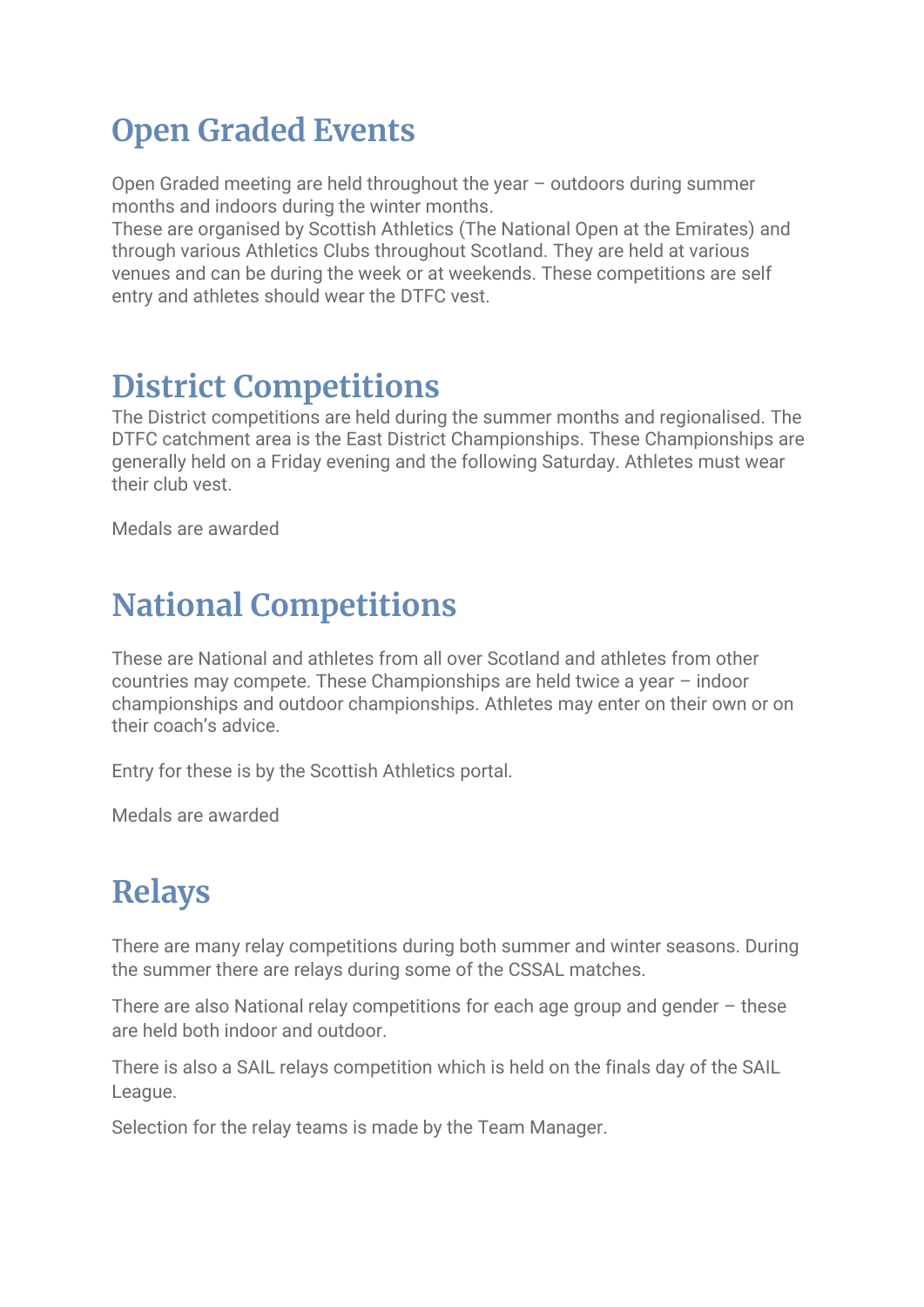# Open Graded Events

Open Graded meeting are held throughout the year – outdoors during summer months and indoors during the winter months.
These are organised by Scottish Athletics (The National Open at the Emirates) and through various Athletics Clubs throughout Scotland. They are held at various venues and can be during the week or at weekends. These competitions are self entry and athletes should wear the DTFC vest.

# District Competitions

The District competitions are held during the summer months and regionalised. The DTFC catchment area is the East District Championships. These Championships are generally held on a Friday evening and the following Saturday. Athletes must wear their club vest.

Medals are awarded

# National Competitions

These are National and athletes from all over Scotland and athletes from other countries may compete. These Championships are held twice a year – indoor championships and outdoor championships. Athletes may enter on their own or on their coach's advice.

Entry for these is by the Scottish Athletics portal.

Medals are awarded

# Relays

There are many relay competitions during both summer and winter seasons. During the summer there are relays during some of the CSSAL matches.

There are also National relay competitions for each age group and gender – these are held both indoor and outdoor.

There is also a SAIL relays competition which is held on the finals day of the SAIL League.

Selection for the relay teams is made by the Team Manager.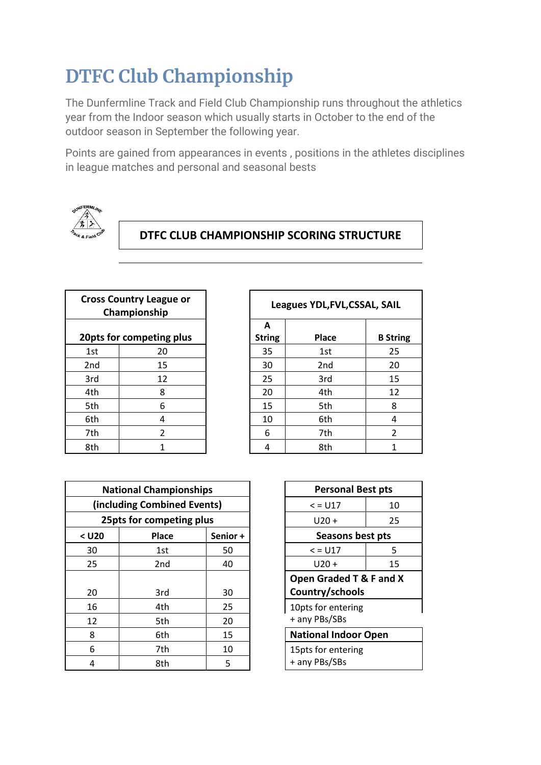# DTFC Club Championship

The Dunfermline Track and Field Club Championship runs throughout the athletics year from the Indoor season which usually starts in October to the end of the outdoor season in September the following year.

Points are gained from appearances in events , positions in the athletes disciplines in league matches and personal and seasonal bests

**DTFC CLUB CHAMPIONSHIP SCORING STRUCTURE**

| Cross Country League or Championship | |
|---|---|
| 20pts for competing plus | |
| 1st | 20 |
| 2nd | 15 |
| 3rd | 12 |
| 4th | 8 |
| 5th | 6 |
| 6th | 4 |
| 7th | 2 |
| 8th | 1 |

| Leagues YDL,FVL,CSSAL, SAIL | | |
|---|---|---|
| A String | Place | B String |
| 35 | 1st | 25 |
| 30 | 2nd | 20 |
| 25 | 3rd | 15 |
| 20 | 4th | 12 |
| 15 | 5th | 8 |
| 10 | 6th | 4 |
| 6 | 7th | 2 |
| 4 | 8th | 1 |

| National Championships (including Combined Events) | | |
|---|---|---|
| 25pts for competing plus | | |
| < U20 | Place | Senior + |
| 30 | 1st | 50 |
| 25 | 2nd | 40 |
| 20 | 3rd | 30 |
| 16 | 4th | 25 |
| 12 | 5th | 20 |
| 8 | 6th | 15 |
| 6 | 7th | 10 |
| 4 | 8th | 5 |

| Personal Best pts | |
|---|---|
| < = U17 | 10 |
| U20 + | 25 |
| **Seasons best pts** | |
| < = U17 | 5 |
| U20 + | 15 |

**Open Graded T & F and X Country/schools**

10pts for entering
+ any PBs/SBs

**National Indoor Open**

15pts for entering
+ any PBs/SBs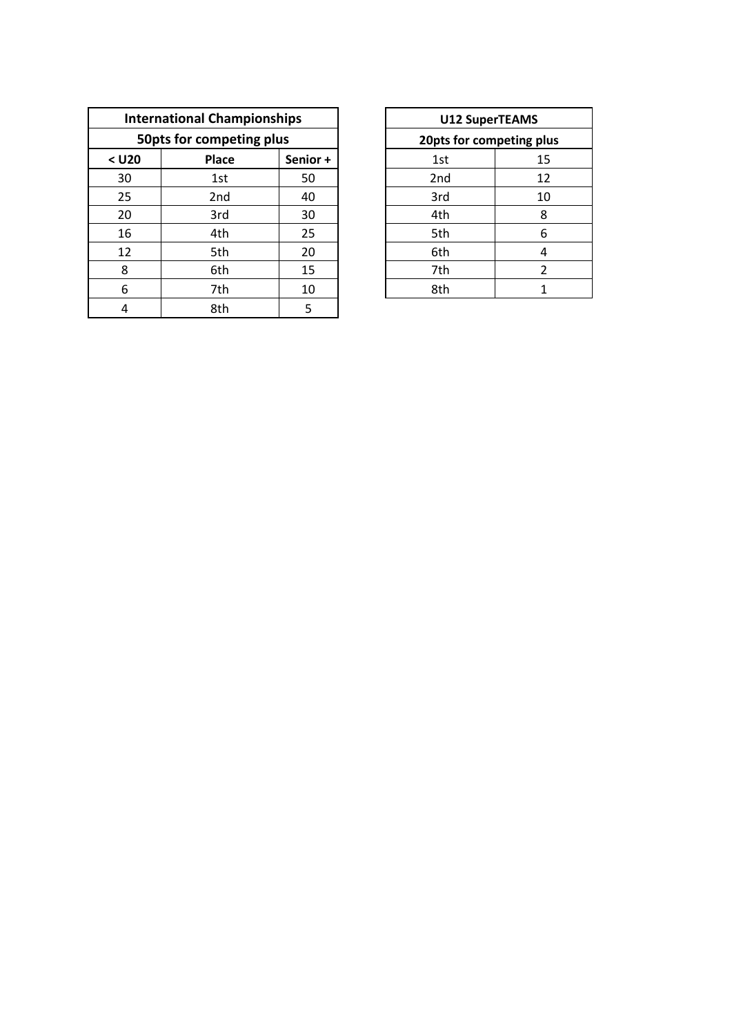| International Championships | | |
|---|---|---|
| 50pts for competing plus | | |
| < U20 | Place | Senior + |
| 30 | 1st | 50 |
| 25 | 2nd | 40 |
| 20 | 3rd | 30 |
| 16 | 4th | 25 |
| 12 | 5th | 20 |
| 8 | 6th | 15 |
| 6 | 7th | 10 |
| 4 | 8th | 5 |

| U12 SuperTEAMS | |
|---|---|
| 20pts for competing plus | |
| 1st | 15 |
| 2nd | 12 |
| 3rd | 10 |
| 4th | 8 |
| 5th | 6 |
| 6th | 4 |
| 7th | 2 |
| 8th | 1 |